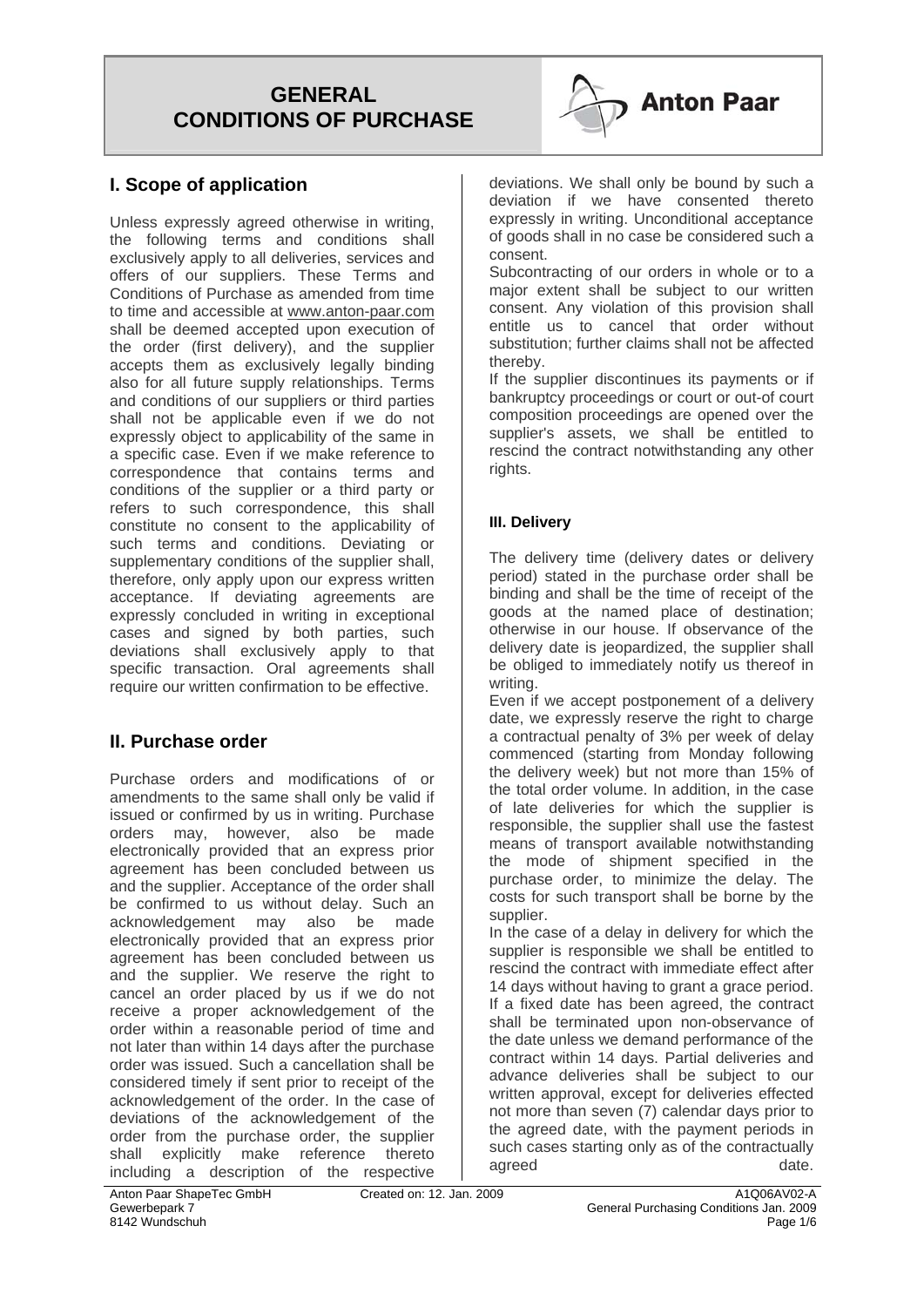# GENERAL CONDITIONS OF PURCHASE

## I. Scope of application

Unless expressly agreed otherwise in writing, the following terms and conditions shall exclusively apply to all deliveries, services and offers of our suppliers. These Terms and Conditions of Purchase as amended from time to time and accessible at www.anton-paar.com shall be deemed accepted upon execution of the order (first delivery), and the supplier accepts them as exclusively legally binding also for all future supply relationships. Terms and conditions of our suppliers or third parties shall not be applicable even if we do not expressly object to applicability of the same in a specific case. Even if we make reference to correspondence that contains terms and conditions of the supplier or a third party or refers to such correspondence, this shall constitute no consent to the applicability of such terms and conditions. Deviating or supplementary conditions of the supplier shall, therefore, only apply upon our express written acceptance. If deviating agreements are expressly concluded in writing in exceptional cases and signed by both parties, such deviations shall exclusively apply to that specific transaction. Oral agreements shall require our written confirmation to be effective.

## II. Purchase order

Purchase orders and modifications of or amendments to the same shall only be valid if issued or confirmed by us in writing. Purchase orders may, however, also be made electronically provided that an express prior agreement has been concluded between us and the supplier. Acceptance of the order shall be confirmed to us without delay. Such an acknowledgement may also be made electronically provided that an express prior agreement has been concluded between us and the supplier. We reserve the right to cancel an order placed by us if we do not receive a proper acknowledgement of the order within a reasonable period of time and not later than within 14 days after the purchase order was issued. Such a cancellation shall be considered timely if sent prior to receipt of the acknowledgement of the order. In the case of deviations of the acknowledgement of the order from the purchase order, the supplier shall explicitly make reference thereto including a description of the respective deviations. We shall only be bound by such a deviation if we have consented thereto expressly in writing. Unconditional acceptance of goods shall in no case be considered such a consent.

Subcontracting of our orders in whole or to a major extent shall be subject to our written consent. Any violation of this provision shall entitle us to cancel that order without substitution; further claims shall not be affected thereby.

If the supplier discontinues its payments or if bankruptcy proceedings or court or out-of court composition proceedings are opened over the supplier's assets, we shall be entitled to rescind the contract notwithstanding any other rights.

### III. Delivery

The delivery time (delivery dates or delivery period) stated in the purchase order shall be binding and shall be the time of receipt of the goods at the named place of destination; otherwise in our house. If observance of the delivery date is jeopardized, the supplier shall be obliged to immediately notify us thereof in writing.

Even if we accept postponement of a delivery date, we expressly reserve the right to charge a contractual penalty of 3% per week of delay commenced (starting from Monday following the delivery week) but not more than 15% of the total order volume. In addition, in the case of late deliveries for which the supplier is responsible, the supplier shall use the fastest means of transport available notwithstanding the mode of shipment specified in the purchase order, to minimize the delay. The costs for such transport shall be borne by the supplier.

In the case of a delay in delivery for which the supplier is responsible we shall be entitled to rescind the contract with immediate effect after 14 days without having to grant a grace period. If a fixed date has been agreed, the contract shall be terminated upon non-observance of the date unless we demand performance of the contract within 14 days. Partial deliveries and advance deliveries shall be subject to our written approval, except for deliveries effected not more than seven (7) calendar days prior to the agreed date, with the payment periods in such cases starting only as of the contractually agreed date.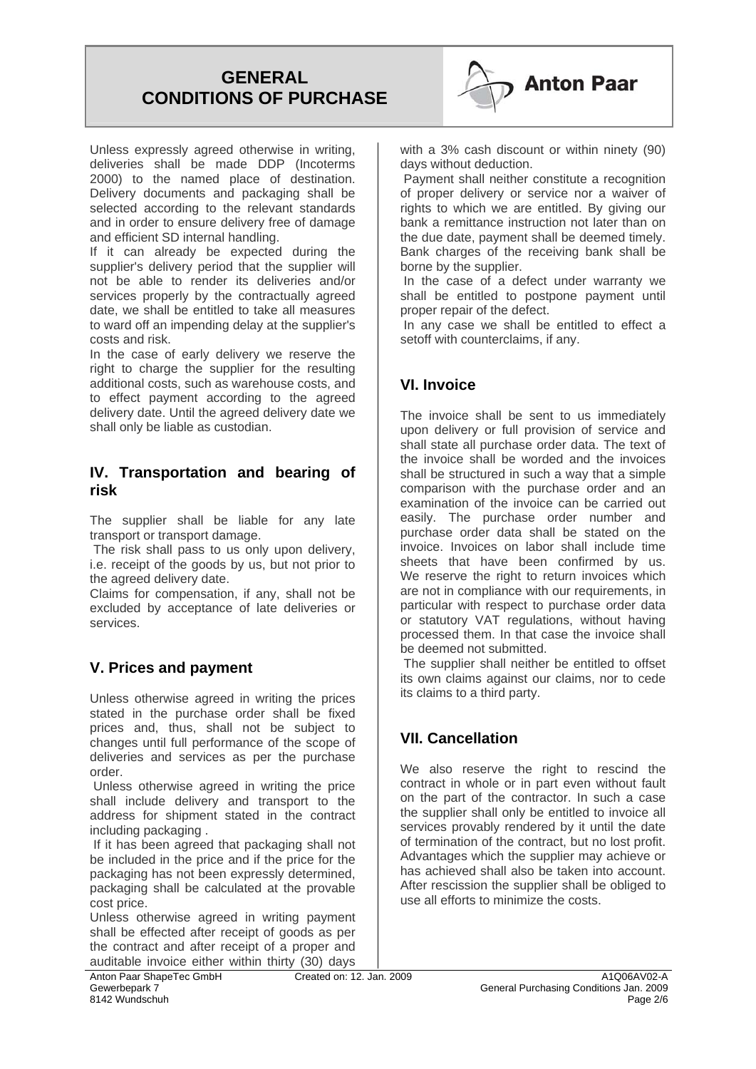Unless expressly agreed otherwise in writing, deliveries shall be made DDP (Incoterms 2000) to the named place of destination. Delivery documents and packaging shall be selected according to the relevant standards and in order to ensure delivery free of damage and efficient SD internal handling.

If it can already be expected during the supplier's delivery period that the supplier will not be able to render its deliveries and/or services properly by the contractually agreed date, we shall be entitled to take all measures to ward off an impending delay at the supplier's costs and risk.

In the case of early delivery we reserve the right to charge the supplier for the resulting additional costs, such as warehouse costs, and to effect payment according to the agreed delivery date. Until the agreed delivery date we shall only be liable as custodian.

## IV. Transportation and bearing of risk

The supplier shall be liable for any late transport or transport damage.

The risk shall pass to us only upon delivery, i.e. receipt of the goods by us, but not prior to the agreed delivery date.

Claims for compensation, if any, shall not be excluded by acceptance of late deliveries or services.

## V. Prices and payment

Unless otherwise agreed in writing the prices stated in the purchase order shall be fixed prices and, thus, shall not be subject to changes until full performance of the scope of deliveries and services as per the purchase order.

Unless otherwise agreed in writing the price shall include delivery and transport to the address for shipment stated in the contract including packaging .

If it has been agreed that packaging shall not be included in the price and if the price for the packaging has not been expressly determined, packaging shall be calculated at the provable cost price.

Unless otherwise agreed in writing payment shall be effected after receipt of goods as per the contract and after receipt of a proper and auditable invoice either within thirty (30) days with a 3% cash discount or within ninety (90) days without deduction.

Payment shall neither constitute a recognition of proper delivery or service nor a waiver of rights to which we are entitled. By giving our bank a remittance instruction not later than on the due date, payment shall be deemed timely. Bank charges of the receiving bank shall be borne by the supplier.

In the case of a defect under warranty we shall be entitled to postpone payment until proper repair of the defect.

In any case we shall be entitled to effect a setoff with counterclaims, if any.

## VI. Invoice

The invoice shall be sent to us immediately upon delivery or full provision of service and shall state all purchase order data. The text of the invoice shall be worded and the invoices shall be structured in such a way that a simple comparison with the purchase order and an examination of the invoice can be carried out easily. The purchase order number and purchase order data shall be stated on the invoice. Invoices on labor shall include time sheets that have been confirmed by us. We reserve the right to return invoices which are not in compliance with our requirements, in particular with respect to purchase order data or statutory VAT regulations, without having processed them. In that case the invoice shall be deemed not submitted.

The supplier shall neither be entitled to offset its own claims against our claims, nor to cede its claims to a third party.

## VII. Cancellation

We also reserve the right to rescind the contract in whole or in part even without fault on the part of the contractor. In such a case the supplier shall only be entitled to invoice all services provably rendered by it until the date of termination of the contract, but no lost profit. Advantages which the supplier may achieve or has achieved shall also be taken into account. After rescission the supplier shall be obliged to use all efforts to minimize the costs.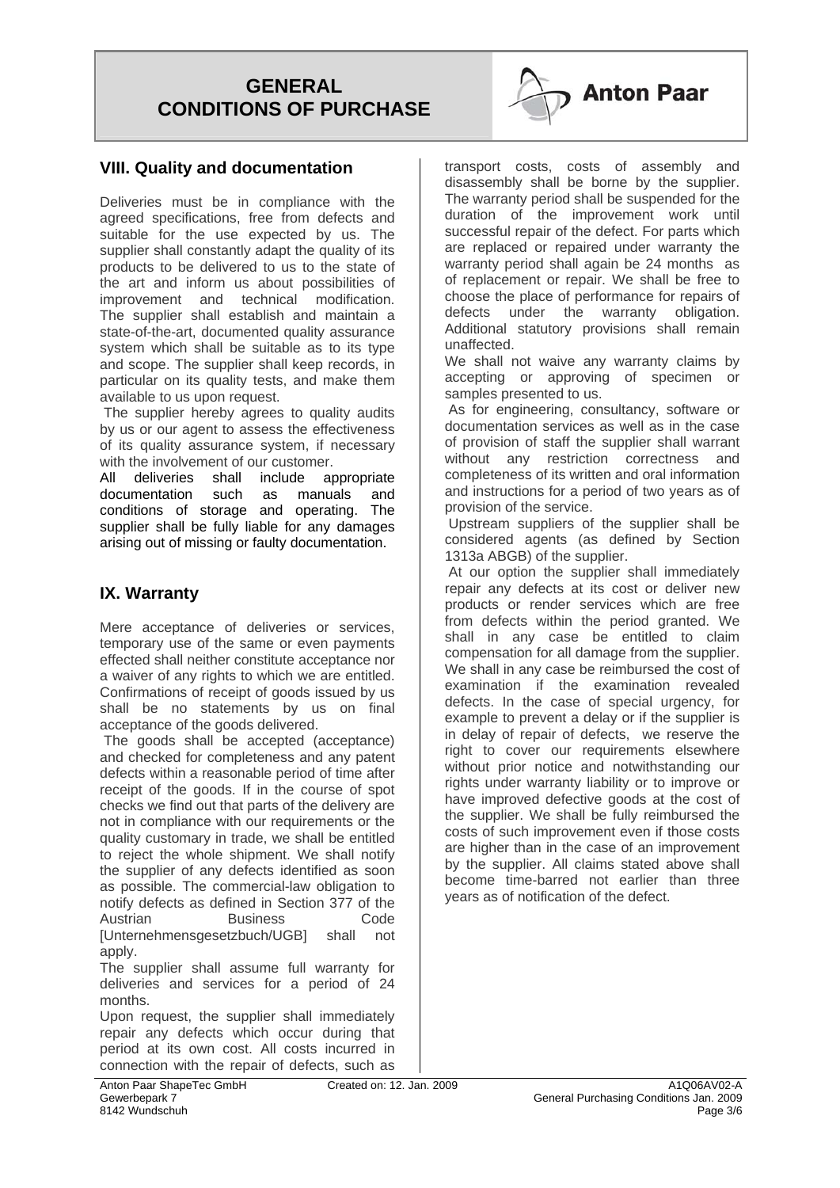## VIII. Quality and documentation

Deliveries must be in compliance with the agreed specifications, free from defects and suitable for the use expected by us. The supplier shall constantly adapt the quality of its products to be delivered to us to the state of the art and inform us about possibilities of improvement and technical modification. The supplier shall establish and maintain a state-of-the-art, documented quality assurance system which shall be suitable as to its type and scope. The supplier shall keep records, in particular on its quality tests, and make them available to us upon request.

The supplier hereby agrees to quality audits by us or our agent to assess the effectiveness of its quality assurance system, if necessary with the involvement of our customer.

All deliveries shall include appropriate documentation such as manuals and conditions of storage and operating. The supplier shall be fully liable for any damages arising out of missing or faulty documentation.

## IX. Warranty

Mere acceptance of deliveries or services, temporary use of the same or even payments effected shall neither constitute acceptance nor a waiver of any rights to which we are entitled. Confirmations of receipt of goods issued by us shall be no statements by us on final acceptance of the goods delivered.

The goods shall be accepted (acceptance) and checked for completeness and any patent defects within a reasonable period of time after receipt of the goods. If in the course of spot checks we find out that parts of the delivery are not in compliance with our requirements or the quality customary in trade, we shall be entitled to reject the whole shipment. We shall notify the supplier of any defects identified as soon as possible. The commercial-law obligation to notify defects as defined in Section 377 of the Austrian Business Code [Unternehmensgesetzbuch/UGB] shall not apply.

The supplier shall assume full warranty for deliveries and services for a period of 24 months.

Upon request, the supplier shall immediately repair any defects which occur during that period at its own cost. All costs incurred in connection with the repair of defects, such as transport costs, costs of assembly and disassembly shall be borne by the supplier. The warranty period shall be suspended for the duration of the improvement work until successful repair of the defect. For parts which are replaced or repaired under warranty the warranty period shall again be 24 months as of replacement or repair. We shall be free to choose the place of performance for repairs of defects under the warranty obligation. Additional statutory provisions shall remain unaffected.

We shall not waive any warranty claims by accepting or approving of specimen or samples presented to us.

As for engineering, consultancy, software or documentation services as well as in the case of provision of staff the supplier shall warrant without any restriction correctness and completeness of its written and oral information and instructions for a period of two years as of provision of the service.

Upstream suppliers of the supplier shall be considered agents (as defined by Section 1313a ABGB) of the supplier.

At our option the supplier shall immediately repair any defects at its cost or deliver new products or render services which are free from defects within the period granted. We shall in any case be entitled to claim compensation for all damage from the supplier. We shall in any case be reimbursed the cost of examination if the examination revealed defects. In the case of special urgency, for example to prevent a delay or if the supplier is in delay of repair of defects, we reserve the right to cover our requirements elsewhere without prior notice and notwithstanding our rights under warranty liability or to improve or have improved defective goods at the cost of the supplier. We shall be fully reimbursed the costs of such improvement even if those costs are higher than in the case of an improvement by the supplier. All claims stated above shall become time-barred not earlier than three years as of notification of the defect.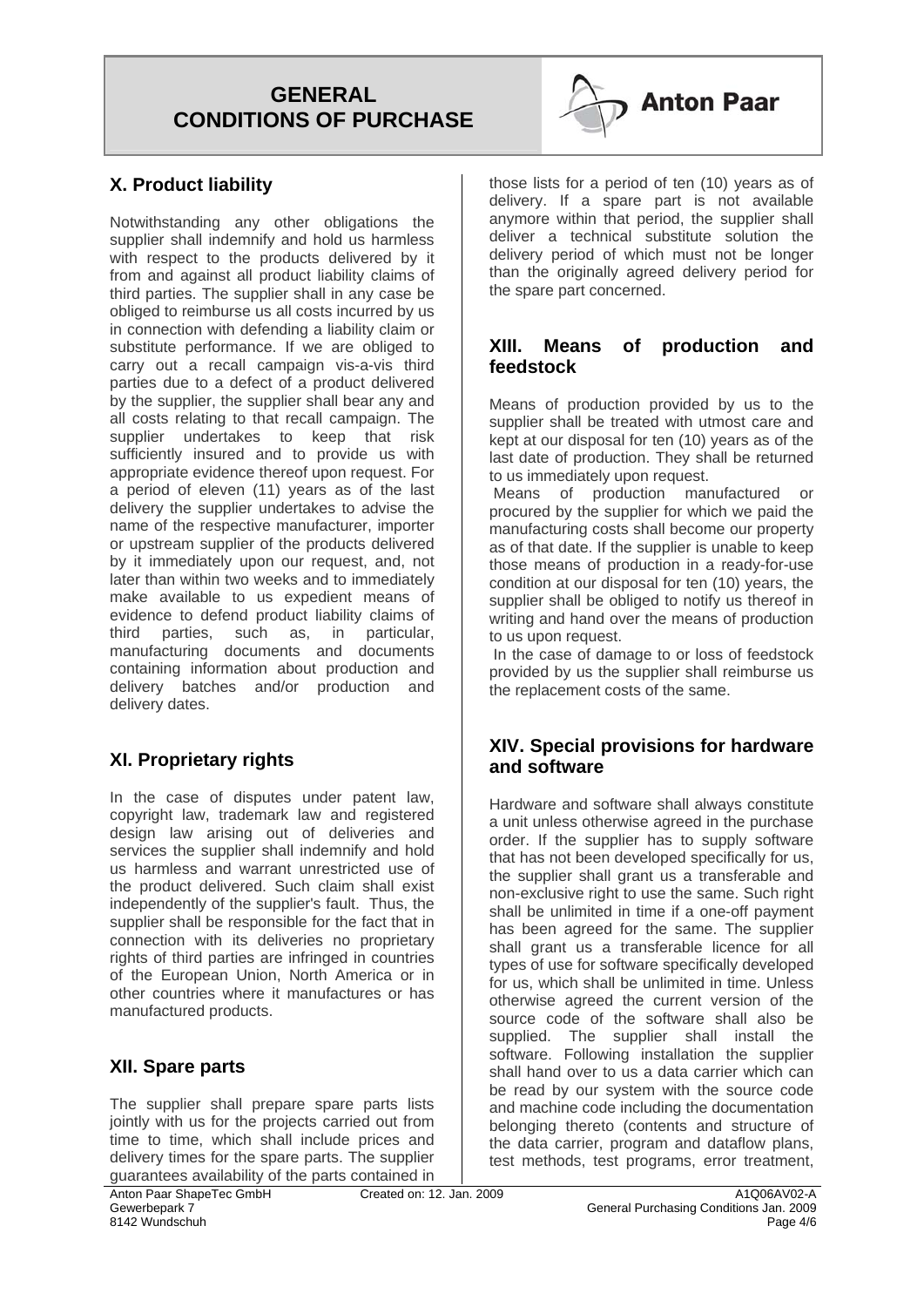## X. Product liability

Notwithstanding any other obligations the supplier shall indemnify and hold us harmless with respect to the products delivered by it from and against all product liability claims of third parties. The supplier shall in any case be obliged to reimburse us all costs incurred by us in connection with defending a liability claim or substitute performance. If we are obliged to carry out a recall campaign vis-a-vis third parties due to a defect of a product delivered by the supplier, the supplier shall bear any and all costs relating to that recall campaign. The supplier undertakes to keep that risk sufficiently insured and to provide us with appropriate evidence thereof upon request. For a period of eleven (11) years as of the last delivery the supplier undertakes to advise the name of the respective manufacturer, importer or upstream supplier of the products delivered by it immediately upon our request, and, not later than within two weeks and to immediately make available to us expedient means of evidence to defend product liability claims of third parties, such as, in particular, manufacturing documents and documents containing information about production and delivery batches and/or production and delivery dates.

## XI. Proprietary rights

In the case of disputes under patent law, copyright law, trademark law and registered design law arising out of deliveries and services the supplier shall indemnify and hold us harmless and warrant unrestricted use of the product delivered. Such claim shall exist independently of the supplier's fault. Thus, the supplier shall be responsible for the fact that in connection with its deliveries no proprietary rights of third parties are infringed in countries of the European Union, North America or in other countries where it manufactures or has manufactured products.

## XII. Spare parts

The supplier shall prepare spare parts lists jointly with us for the projects carried out from time to time, which shall include prices and delivery times for the spare parts. The supplier guarantees availability of the parts contained in those lists for a period of ten (10) years as of delivery. If a spare part is not available anymore within that period, the supplier shall deliver a technical substitute solution the delivery period of which must not be longer than the originally agreed delivery period for the spare part concerned.

## XIII. Means of production and feedstock

Means of production provided by us to the supplier shall be treated with utmost care and kept at our disposal for ten (10) years as of the last date of production. They shall be returned to us immediately upon request.

Means of production manufactured or procured by the supplier for which we paid the manufacturing costs shall become our property as of that date. If the supplier is unable to keep those means of production in a ready-for-use condition at our disposal for ten (10) years, the supplier shall be obliged to notify us thereof in writing and hand over the means of production to us upon request.

In the case of damage to or loss of feedstock provided by us the supplier shall reimburse us the replacement costs of the same.

## XIV. Special provisions for hardware and software

Hardware and software shall always constitute a unit unless otherwise agreed in the purchase order. If the supplier has to supply software that has not been developed specifically for us, the supplier shall grant us a transferable and non-exclusive right to use the same. Such right shall be unlimited in time if a one-off payment has been agreed for the same. The supplier shall grant us a transferable licence for all types of use for software specifically developed for us, which shall be unlimited in time. Unless otherwise agreed the current version of the source code of the software shall also be supplied. The supplier shall install the software. Following installation the supplier shall hand over to us a data carrier which can be read by our system with the source code and machine code including the documentation belonging thereto (contents and structure of the data carrier, program and dataflow plans, test methods, test programs, error treatment,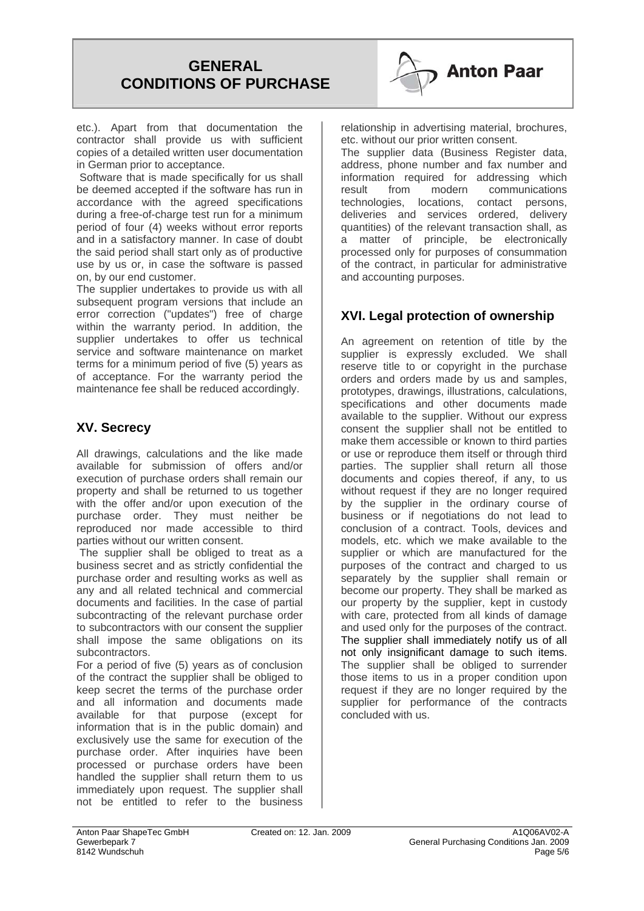etc.). Apart from that documentation the contractor shall provide us with sufficient copies of a detailed written user documentation in German prior to acceptance.

Software that is made specifically for us shall be deemed accepted if the software has run in accordance with the agreed specifications during a free-of-charge test run for a minimum period of four (4) weeks without error reports and in a satisfactory manner. In case of doubt the said period shall start only as of productive use by us or, in case the software is passed on, by our end customer.

The supplier undertakes to provide us with all subsequent program versions that include an error correction ("updates") free of charge within the warranty period. In addition, the supplier undertakes to offer us technical service and software maintenance on market terms for a minimum period of five (5) years as of acceptance. For the warranty period the maintenance fee shall be reduced accordingly.

## XV. Secrecy

All drawings, calculations and the like made available for submission of offers and/or execution of purchase orders shall remain our property and shall be returned to us together with the offer and/or upon execution of the purchase order. They must neither be reproduced nor made accessible to third parties without our written consent.

The supplier shall be obliged to treat as a business secret and as strictly confidential the purchase order and resulting works as well as any and all related technical and commercial documents and facilities. In the case of partial subcontracting of the relevant purchase order to subcontractors with our consent the supplier shall impose the same obligations on its subcontractors.

For a period of five (5) years as of conclusion of the contract the supplier shall be obliged to keep secret the terms of the purchase order and all information and documents made available for that purpose (except for information that is in the public domain) and exclusively use the same for execution of the purchase order. After inquiries have been processed or purchase orders have been handled the supplier shall return them to us immediately upon request. The supplier shall not be entitled to refer to the business relationship in advertising material, brochures, etc. without our prior written consent.

The supplier data (Business Register data, address, phone number and fax number and information required for addressing which result from modern communications technologies, locations, contact persons, deliveries and services ordered, delivery quantities) of the relevant transaction shall, as a matter of principle, be electronically processed only for purposes of consummation of the contract, in particular for administrative and accounting purposes.

## XVI. Legal protection of ownership

An agreement on retention of title by the supplier is expressly excluded. We shall reserve title to or copyright in the purchase orders and orders made by us and samples, prototypes, drawings, illustrations, calculations, specifications and other documents made available to the supplier. Without our express consent the supplier shall not be entitled to make them accessible or known to third parties or use or reproduce them itself or through third parties. The supplier shall return all those documents and copies thereof, if any, to us without request if they are no longer required by the supplier in the ordinary course of business or if negotiations do not lead to conclusion of a contract. Tools, devices and models, etc. which we make available to the supplier or which are manufactured for the purposes of the contract and charged to us separately by the supplier shall remain or become our property. They shall be marked as our property by the supplier, kept in custody with care, protected from all kinds of damage and used only for the purposes of the contract. The supplier shall immediately notify us of all not only insignificant damage to such items. The supplier shall be obliged to surrender those items to us in a proper condition upon request if they are no longer required by the supplier for performance of the contracts concluded with us.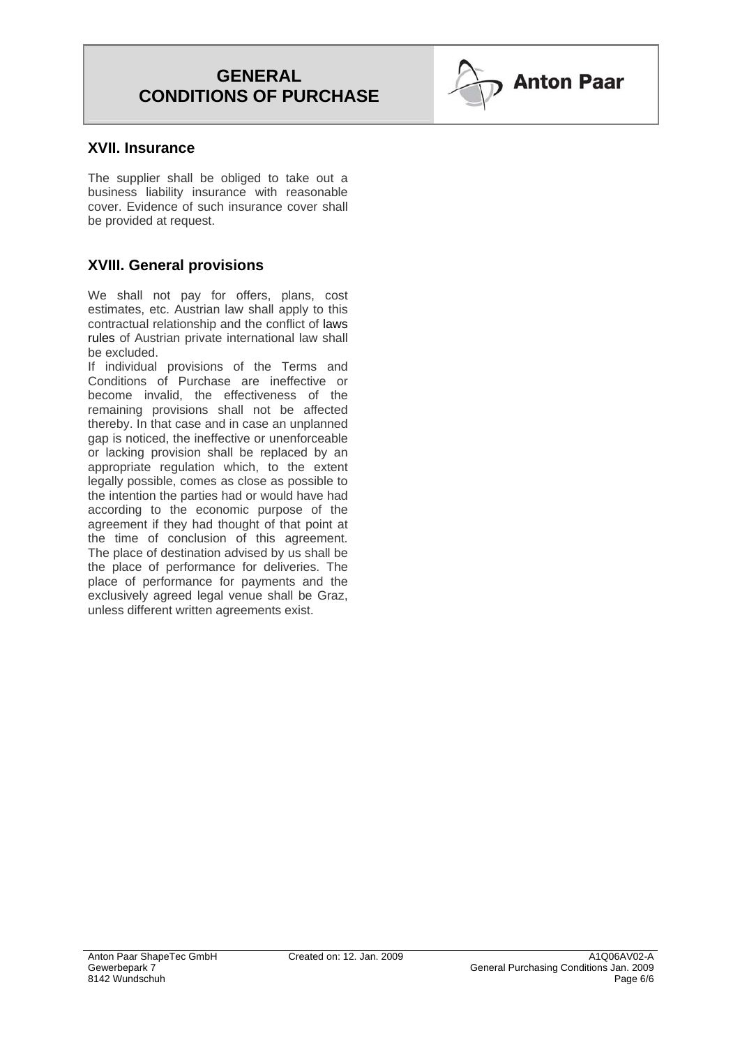## XVII. Insurance

The supplier shall be obliged to take out a business liability insurance with reasonable cover. Evidence of such insurance cover shall be provided at request.

## XVIII. General provisions

We shall not pay for offers, plans, cost estimates, etc. Austrian law shall apply to this contractual relationship and the conflict of laws rules of Austrian private international law shall be excluded.

If individual provisions of the Terms and Conditions of Purchase are ineffective or become invalid, the effectiveness of the remaining provisions shall not be affected thereby. In that case and in case an unplanned gap is noticed, the ineffective or unenforceable or lacking provision shall be replaced by an appropriate regulation which, to the extent legally possible, comes as close as possible to the intention the parties had or would have had according to the economic purpose of the agreement if they had thought of that point at the time of conclusion of this agreement. The place of destination advised by us shall be the place of performance for deliveries. The place of performance for payments and the exclusively agreed legal venue shall be Graz, unless different written agreements exist.